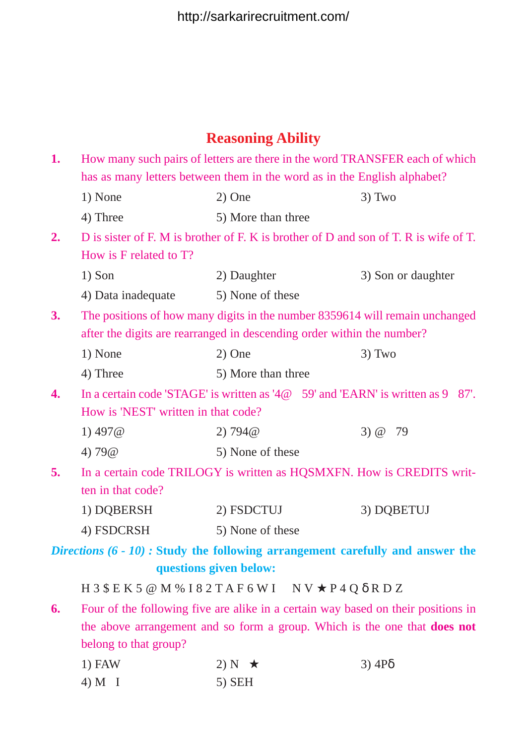## Reasoning Ability

**1.** How many such pairs of letters are there in the word TRANSFER each of which has as many letters between them in the word as in the English alphabet?

1) None  2) One  3) Two
4) Three  5) More than three

**2.** D is sister of F. M is brother of F. K is brother of D and son of T. R is wife of T. How is F related to T?

1) Son  2) Daughter  3) Son or daughter
4) Data inadequate  5) None of these

**3.** The positions of how many digits in the number 8359614 will remain unchanged after the digits are rearranged in descending order within the number?

1) None  2) One  3) Two
4) Three  5) More than three

**4.** In a certain code 'STAGE' is written as '4@  59' and 'EARN' is written as 9  87'. How is 'NEST' written in that code?

1) 497@  2) 794@  3) @  79
4) 79@  5) None of these

**5.** In a certain code TRILOGY is written as HQSMXFN. How is CREDITS written in that code?

1) DQBERSH  2) FSDCTUJ  3) DQBETUJ
4) FSDCRSH  5) None of these

***Directions (6 - 10) :*** **Study the following arrangement carefully and answer the questions given below:**

H 3 $ E K 5 @ M % I 8 2 T A F 6 W I  N V ★ P 4 Q δ R D Z

**6.** Four of the following five are alike in a certain way based on their positions in the above arrangement and so form a group. Which is the one that **does not** belong to that group?

1) FAW  2) N  ★  3) 4Pδ
4) M  I  5) SEH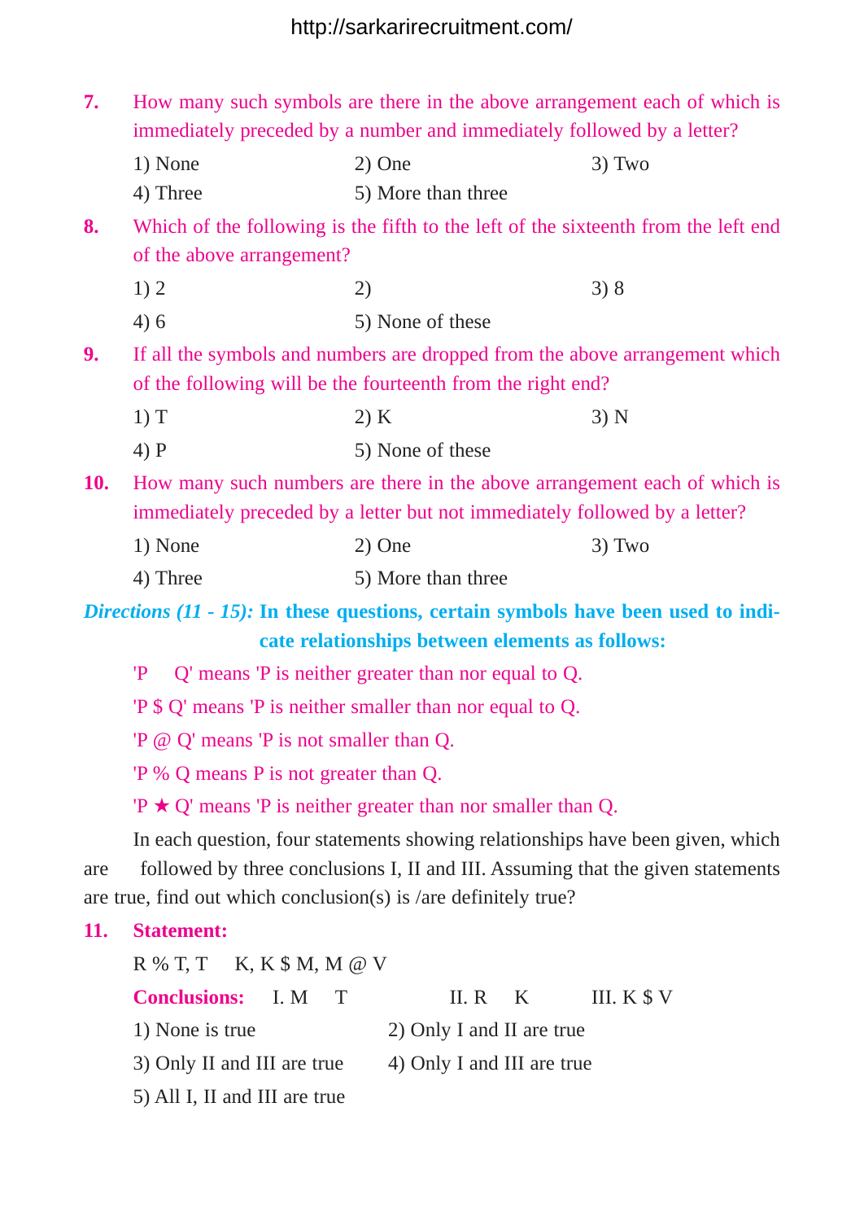**7.** How many such symbols are there in the above arrangement each of which is immediately preceded by a number and immediately followed by a letter?

1) None
2) One
3) Two
4) Three
5) More than three

**8.** Which of the following is the fifth to the left of the sixteenth from the left end of the above arrangement?

1) 2
2)
3) 8
4) 6
5) None of these

**9.** If all the symbols and numbers are dropped from the above arrangement which of the following will be the fourteenth from the right end?

1) T
2) K
3) N
4) P
5) None of these

**10.** How many such numbers are there in the above arrangement each of which is immediately preceded by a letter but not immediately followed by a letter?

1) None
2) One
3) Two
4) Three
5) More than three

***Directions (11 - 15):*** **In these questions, certain symbols have been used to indicate relationships between elements as follows:**

'P  Q' means 'P is neither greater than nor equal to Q.

'P $ Q' means 'P is neither smaller than nor equal to Q.

'P @ Q' means 'P is not smaller than Q.

'P % Q means P is not greater than Q.

'P ★ Q' means 'P is neither greater than nor smaller than Q.

In each question, four statements showing relationships have been given, which are followed by three conclusions I, II and III. Assuming that the given statements are true, find out which conclusion(s) is /are definitely true?

**11. Statement:**

R % T, T  K, K $ M, M @ V

**Conclusions:** I. M  T  II. R  K  III. K $ V

1) None is true
2) Only I and II are true
3) Only II and III are true
4) Only I and III are true
5) All I, II and III are true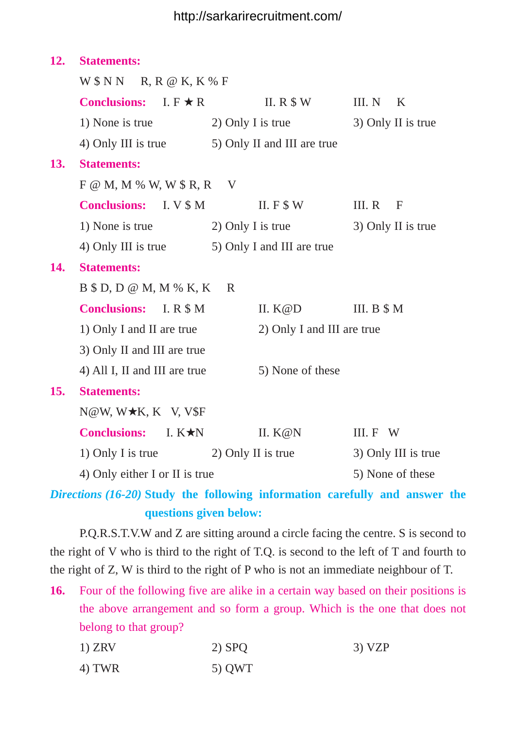**12. Statements:**

W $ N N  R, R @ K, K % F

**Conclusions:** I. F ★ R  II. R $ W  III. N  K

1) None is true  2) Only I is true  3) Only II is true

4) Only III is true  5) Only II and III are true

**13. Statements:**

F @ M, M % W, W $ R, R  V

**Conclusions:** I. V $ M  II. F $ W  III. R  F

1) None is true  2) Only I is true  3) Only II is true

4) Only III is true  5) Only I and III are true

**14. Statements:**

B $ D, D @ M, M % K, K  R

**Conclusions:** I. R $ M  II. K@D  III. B $ M

1) Only I and II are true  2) Only I and III are true

3) Only II and III are true

4) All I, II and III are true  5) None of these

**15. Statements:**

N@W, W★K, K  V, V$F

**Conclusions:** I. K★N  II. K@N  III. F  W

1) Only I is true  2) Only II is true  3) Only III is true

4) Only either I or II is true  5) None of these

***Directions (16-20)*** **Study the following information carefully and answer the questions given below:**

P.Q.R.S.T.V.W and Z are sitting around a circle facing the centre. S is second to the right of V who is third to the right of T.Q. is second to the left of T and fourth to the right of Z, W is third to the right of P who is not an immediate neighbour of T.

**16.** Four of the following five are alike in a certain way based on their positions is the above arrangement and so form a group. Which is the one that does not belong to that group?

1) ZRV  2) SPQ  3) VZP

4) TWR  5) QWT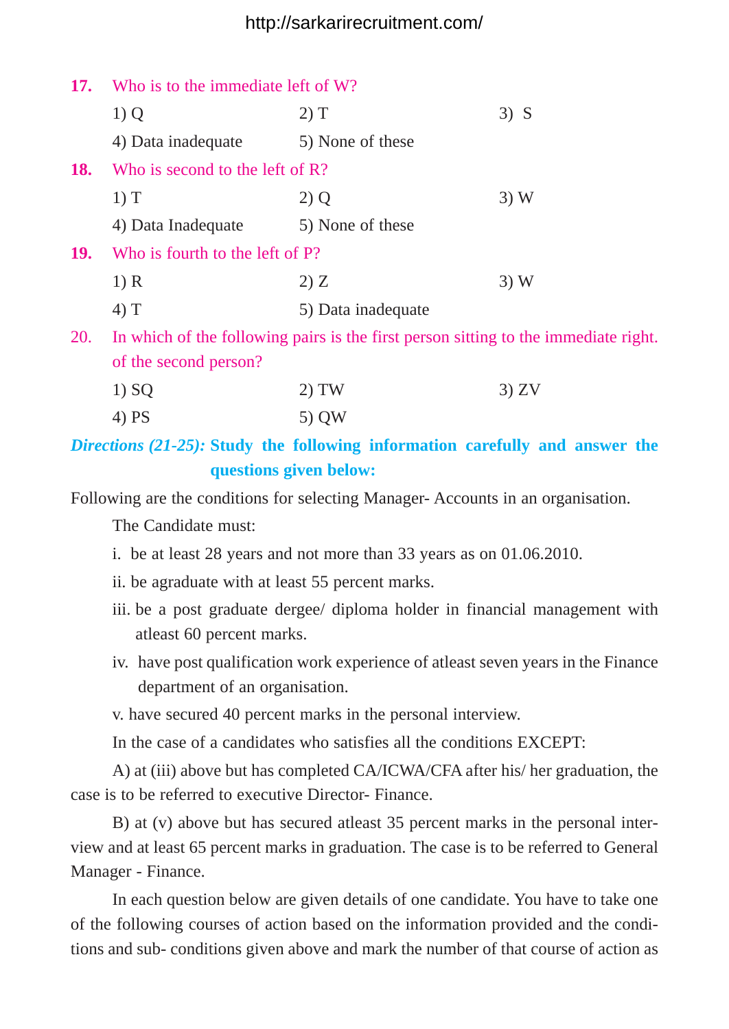**17.** Who is to the immediate left of W?

1) Q &nbsp;&nbsp;&nbsp;&nbsp; 2) T &nbsp;&nbsp;&nbsp;&nbsp; 3) S

4) Data inadequate &nbsp;&nbsp;&nbsp;&nbsp; 5) None of these

**18.** Who is second to the left of R?

1) T &nbsp;&nbsp;&nbsp;&nbsp; 2) Q &nbsp;&nbsp;&nbsp;&nbsp; 3) W

4) Data Inadequate &nbsp;&nbsp;&nbsp;&nbsp; 5) None of these

**19.** Who is fourth to the left of P?

1) R &nbsp;&nbsp;&nbsp;&nbsp; 2) Z &nbsp;&nbsp;&nbsp;&nbsp; 3) W

4) T &nbsp;&nbsp;&nbsp;&nbsp; 5) Data inadequate

20. In which of the following pairs is the first person sitting to the immediate right. of the second person?

1) SQ &nbsp;&nbsp;&nbsp;&nbsp; 2) TW &nbsp;&nbsp;&nbsp;&nbsp; 3) ZV

4) PS &nbsp;&nbsp;&nbsp;&nbsp; 5) QW

***Directions (21-25):*** **Study the following information carefully and answer the questions given below:**

Following are the conditions for selecting Manager- Accounts in an organisation.

The Candidate must:

i. be at least 28 years and not more than 33 years as on 01.06.2010.

ii. be agraduate with at least 55 percent marks.

iii. be a post graduate dergee/ diploma holder in financial management with atleast 60 percent marks.

iv. have post qualification work experience of atleast seven years in the Finance department of an organisation.

v. have secured 40 percent marks in the personal interview.

In the case of a candidates who satisfies all the conditions EXCEPT:

A) at (iii) above but has completed CA/ICWA/CFA after his/ her graduation, the case is to be referred to executive Director- Finance.

B) at (v) above but has secured atleast 35 percent marks in the personal interview and at least 65 percent marks in graduation. The case is to be referred to General Manager - Finance.

In each question below are given details of one candidate. You have to take one of the following courses of action based on the information provided and the conditions and sub- conditions given above and mark the number of that course of action as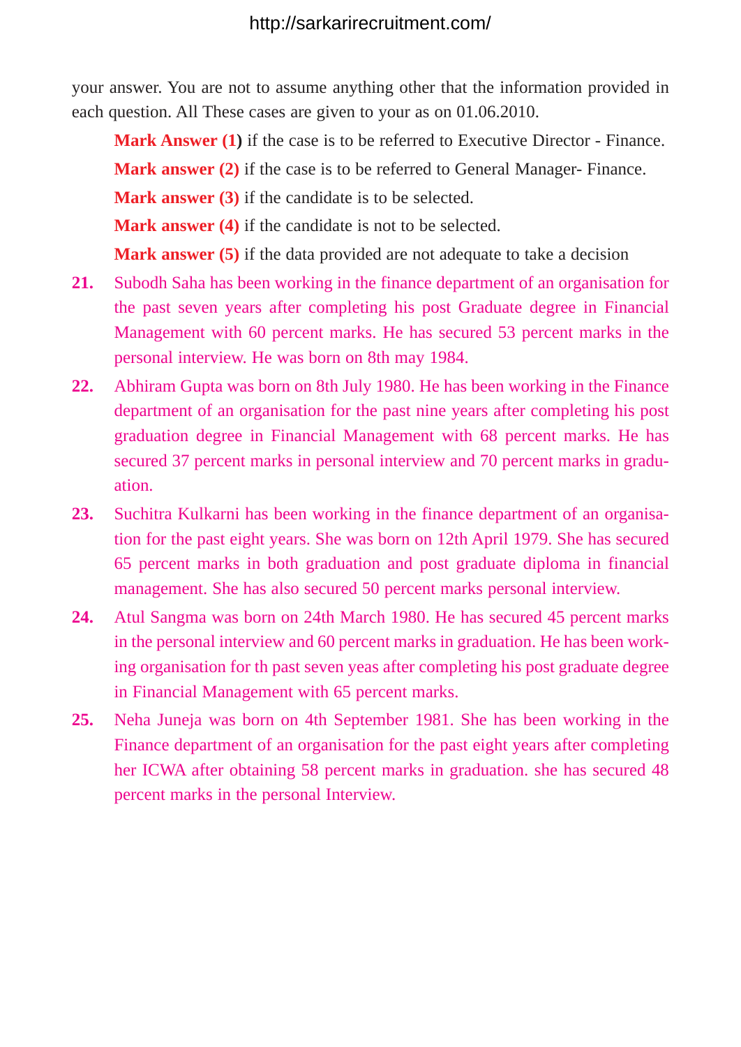your answer. You are not to assume anything other that the information provided in each question. All These cases are given to your as on 01.06.2010.

**Mark Answer (1)** if the case is to be referred to Executive Director - Finance.

**Mark answer (2)** if the case is to be referred to General Manager- Finance.

**Mark answer (3)** if the candidate is to be selected.

**Mark answer (4)** if the candidate is not to be selected.

**Mark answer (5)** if the data provided are not adequate to take a decision

**21.** Subodh Saha has been working in the finance department of an organisation for the past seven years after completing his post Graduate degree in Financial Management with 60 percent marks. He has secured 53 percent marks in the personal interview. He was born on 8th may 1984.

**22.** Abhiram Gupta was born on 8th July 1980. He has been working in the Finance department of an organisation for the past nine years after completing his post graduation degree in Financial Management with 68 percent marks. He has secured 37 percent marks in personal interview and 70 percent marks in graduation.

**23.** Suchitra Kulkarni has been working in the finance department of an organisation for the past eight years. She was born on 12th April 1979. She has secured 65 percent marks in both graduation and post graduate diploma in financial management. She has also secured 50 percent marks personal interview.

**24.** Atul Sangma was born on 24th March 1980. He has secured 45 percent marks in the personal interview and 60 percent marks in graduation. He has been working organisation for th past seven yeas after completing his post graduate degree in Financial Management with 65 percent marks.

**25.** Neha Juneja was born on 4th September 1981. She has been working in the Finance department of an organisation for the past eight years after completing her ICWA after obtaining 58 percent marks in graduation. she has secured 48 percent marks in the personal Interview.